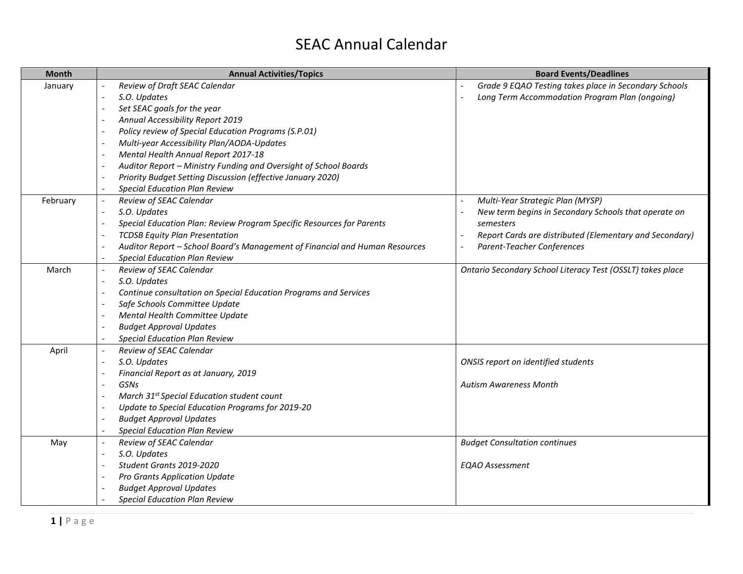# SEAC Annual Calendar

| Month | Annual Activities/Topics | Board Events/Deadlines |
|---|---|---|
| January | - *Review of Draft SEAC Calendar*<br>- *S.O. Updates*<br>- *Set SEAC goals for the year*<br>- *Annual Accessibility Report 2019*<br>- *Policy review of Special Education Programs (S.P.01)*<br>- *Multi-year Accessibility Plan/AODA-Updates*<br>- *Mental Health Annual Report 2017-18*<br>- *Auditor Report – Ministry Funding and Oversight of School Boards*<br>- *Priority Budget Setting Discussion (effective January 2020)*<br>- *Special Education Plan Review* | - *Grade 9 EQAO Testing takes place in Secondary Schools*<br>- *Long Term Accommodation Program Plan (ongoing)* |
| February | - *Review of SEAC Calendar*<br>- *S.O. Updates*<br>- *Special Education Plan: Review Program Specific Resources for Parents*<br>- *TCDSB Equity Plan Presentation*<br>- *Auditor Report – School Board's Management of Financial and Human Resources*<br>- *Special Education Plan Review* | - *Multi-Year Strategic Plan (MYSP)*<br>- *New term begins in Secondary Schools that operate on semesters*<br>- *Report Cards are distributed (Elementary and Secondary)*<br>- *Parent-Teacher Conferences* |
| March | - *Review of SEAC Calendar*<br>- *S.O. Updates*<br>- *Continue consultation on Special Education Programs and Services*<br>- *Safe Schools Committee Update*<br>- *Mental Health Committee Update*<br>- *Budget Approval Updates*<br>- *Special Education Plan Review* | *Ontario Secondary School Literacy Test (OSSLT) takes place* |
| April | - *Review of SEAC Calendar*<br>- *S.O. Updates*<br>- *Financial Report as at January, 2019*<br>- *GSNs*<br>- *March 31st Special Education student count*<br>- *Update to Special Education Programs for 2019-20*<br>- *Budget Approval Updates*<br>- *Special Education Plan Review* | *ONSIS report on identified students*<br><br>*Autism Awareness Month* |
| May | - *Review of SEAC Calendar*<br>- *S.O. Updates*<br>- *Student Grants 2019-2020*<br>- *Pro Grants Application Update*<br>- *Budget Approval Updates*<br>- *Special Education Plan Review* | *Budget Consultation continues*<br><br>*EQAO Assessment* |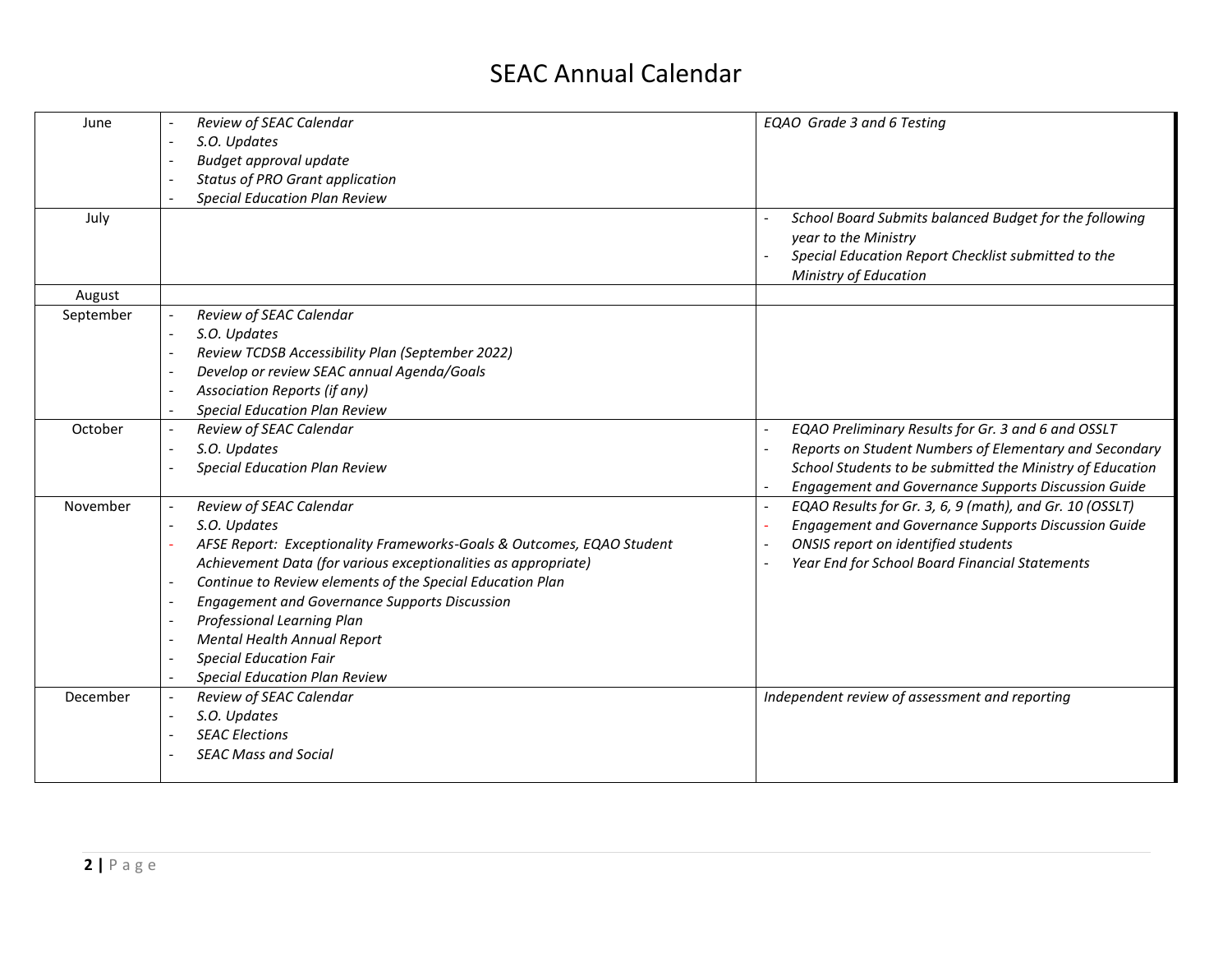# SEAC Annual Calendar

| | | |
|---|---|---|
| June | - *Review of SEAC Calendar*<br>- *S.O. Updates*<br>- *Budget approval update*<br>- *Status of PRO Grant application*<br>- *Special Education Plan Review* | *EQAO Grade 3 and 6 Testing* |
| July | | - *School Board Submits balanced Budget for the following year to the Ministry*<br>- *Special Education Report Checklist submitted to the Ministry of Education* |
| August | | |
| September | - *Review of SEAC Calendar*<br>- *S.O. Updates*<br>- *Review TCDSB Accessibility Plan (September 2022)*<br>- *Develop or review SEAC annual Agenda/Goals*<br>- *Association Reports (if any)*<br>- *Special Education Plan Review* | |
| October | - *Review of SEAC Calendar*<br>- *S.O. Updates*<br>- *Special Education Plan Review* | - *EQAO Preliminary Results for Gr. 3 and 6 and OSSLT*<br>- *Reports on Student Numbers of Elementary and Secondary School Students to be submitted the Ministry of Education*<br>- *Engagement and Governance Supports Discussion Guide* |
| November | - *Review of SEAC Calendar*<br>- *S.O. Updates*<br>- *AFSE Report: Exceptionality Frameworks-Goals & Outcomes, EQAO Student Achievement Data (for various exceptionalities as appropriate)*<br>- *Continue to Review elements of the Special Education Plan*<br>- *Engagement and Governance Supports Discussion*<br>- *Professional Learning Plan*<br>- *Mental Health Annual Report*<br>- *Special Education Fair*<br>- *Special Education Plan Review* | - *EQAO Results for Gr. 3, 6, 9 (math), and Gr. 10 (OSSLT)*<br>- *Engagement and Governance Supports Discussion Guide*<br>- *ONSIS report on identified students*<br>- *Year End for School Board Financial Statements* |
| December | - *Review of SEAC Calendar*<br>- *S.O. Updates*<br>- *SEAC Elections*<br>- *SEAC Mass and Social* | *Independent review of assessment and reporting* |